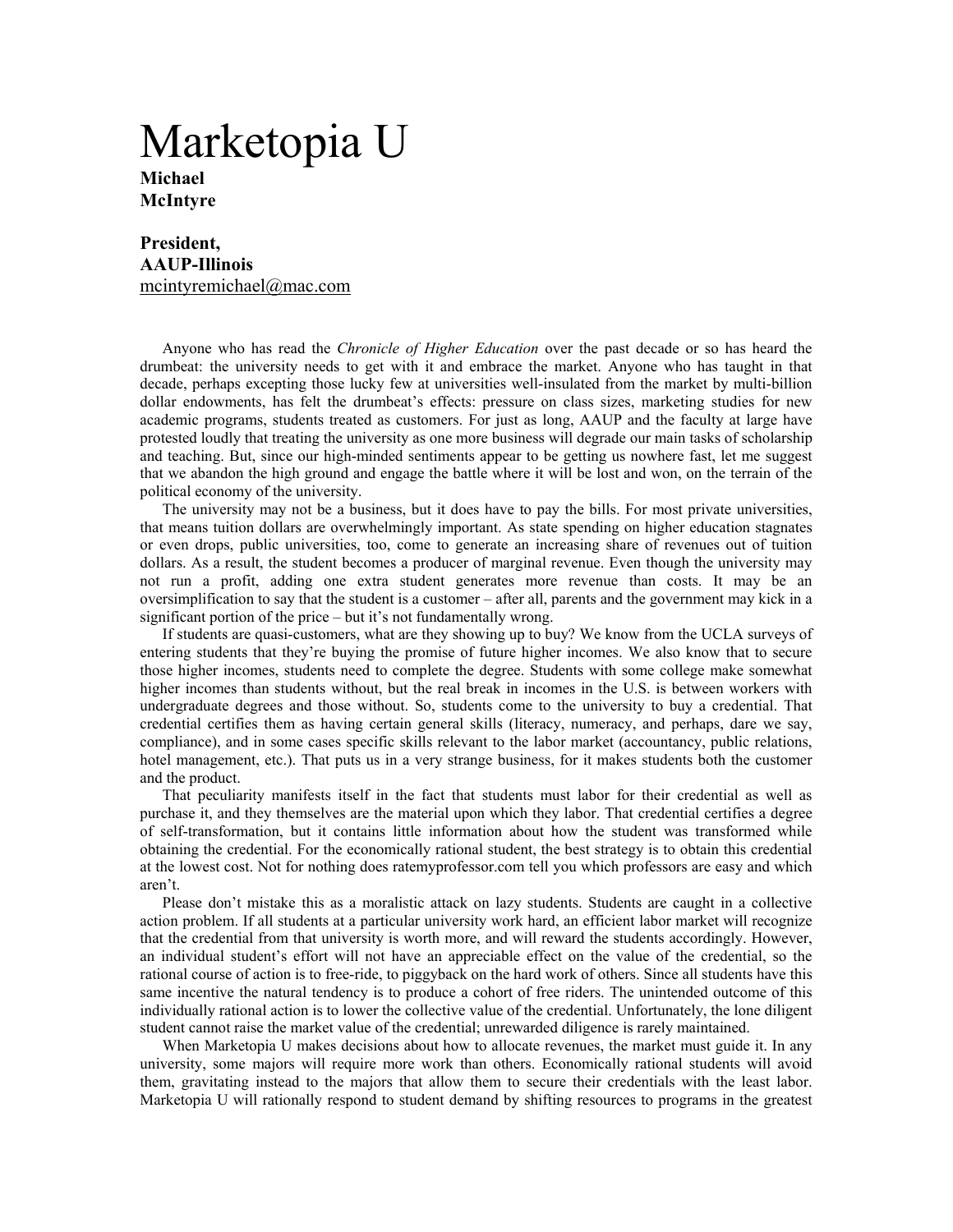# Marketopia U

**Michael McIntyre**

**President, AAUP-Illinois**
mcintyremichael@mac.com

Anyone who has read the *Chronicle of Higher Education* over the past decade or so has heard the drumbeat: the university needs to get with it and embrace the market. Anyone who has taught in that decade, perhaps excepting those lucky few at universities well-insulated from the market by multi-billion dollar endowments, has felt the drumbeat's effects: pressure on class sizes, marketing studies for new academic programs, students treated as customers. For just as long, AAUP and the faculty at large have protested loudly that treating the university as one more business will degrade our main tasks of scholarship and teaching. But, since our high-minded sentiments appear to be getting us nowhere fast, let me suggest that we abandon the high ground and engage the battle where it will be lost and won, on the terrain of the political economy of the university.

The university may not be a business, but it does have to pay the bills. For most private universities, that means tuition dollars are overwhelmingly important. As state spending on higher education stagnates or even drops, public universities, too, come to generate an increasing share of revenues out of tuition dollars. As a result, the student becomes a producer of marginal revenue. Even though the university may not run a profit, adding one extra student generates more revenue than costs. It may be an oversimplification to say that the student is a customer – after all, parents and the government may kick in a significant portion of the price – but it's not fundamentally wrong.

If students are quasi-customers, what are they showing up to buy? We know from the UCLA surveys of entering students that they're buying the promise of future higher incomes. We also know that to secure those higher incomes, students need to complete the degree. Students with some college make somewhat higher incomes than students without, but the real break in incomes in the U.S. is between workers with undergraduate degrees and those without. So, students come to the university to buy a credential. That credential certifies them as having certain general skills (literacy, numeracy, and perhaps, dare we say, compliance), and in some cases specific skills relevant to the labor market (accountancy, public relations, hotel management, etc.). That puts us in a very strange business, for it makes students both the customer and the product.

That peculiarity manifests itself in the fact that students must labor for their credential as well as purchase it, and they themselves are the material upon which they labor. That credential certifies a degree of self-transformation, but it contains little information about how the student was transformed while obtaining the credential. For the economically rational student, the best strategy is to obtain this credential at the lowest cost. Not for nothing does ratemyprofessor.com tell you which professors are easy and which aren't.

Please don't mistake this as a moralistic attack on lazy students. Students are caught in a collective action problem. If all students at a particular university work hard, an efficient labor market will recognize that the credential from that university is worth more, and will reward the students accordingly. However, an individual student's effort will not have an appreciable effect on the value of the credential, so the rational course of action is to free-ride, to piggyback on the hard work of others. Since all students have this same incentive the natural tendency is to produce a cohort of free riders. The unintended outcome of this individually rational action is to lower the collective value of the credential. Unfortunately, the lone diligent student cannot raise the market value of the credential; unrewarded diligence is rarely maintained.

When Marketopia U makes decisions about how to allocate revenues, the market must guide it. In any university, some majors will require more work than others. Economically rational students will avoid them, gravitating instead to the majors that allow them to secure their credentials with the least labor. Marketopia U will rationally respond to student demand by shifting resources to programs in the greatest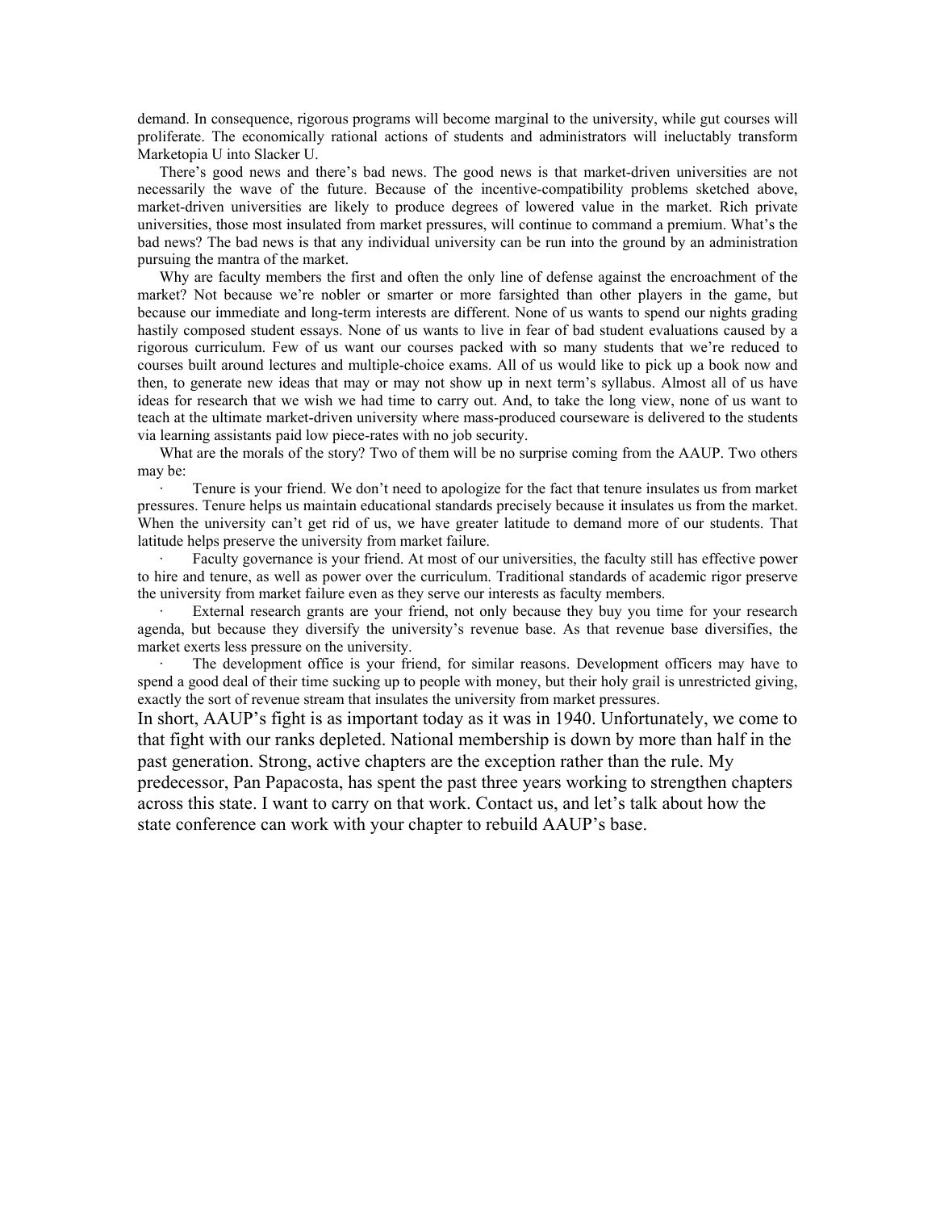demand. In consequence, rigorous programs will become marginal to the university, while gut courses will proliferate. The economically rational actions of students and administrators will ineluctably transform Marketopia U into Slacker U.

There's good news and there's bad news. The good news is that market-driven universities are not necessarily the wave of the future. Because of the incentive-compatibility problems sketched above, market-driven universities are likely to produce degrees of lowered value in the market. Rich private universities, those most insulated from market pressures, will continue to command a premium. What's the bad news? The bad news is that any individual university can be run into the ground by an administration pursuing the mantra of the market.

Why are faculty members the first and often the only line of defense against the encroachment of the market? Not because we're nobler or smarter or more farsighted than other players in the game, but because our immediate and long-term interests are different. None of us wants to spend our nights grading hastily composed student essays. None of us wants to live in fear of bad student evaluations caused by a rigorous curriculum. Few of us want our courses packed with so many students that we're reduced to courses built around lectures and multiple-choice exams. All of us would like to pick up a book now and then, to generate new ideas that may or may not show up in next term's syllabus. Almost all of us have ideas for research that we wish we had time to carry out. And, to take the long view, none of us want to teach at the ultimate market-driven university where mass-produced courseware is delivered to the students via learning assistants paid low piece-rates with no job security.

What are the morals of the story? Two of them will be no surprise coming from the AAUP. Two others may be:

- Tenure is your friend. We don't need to apologize for the fact that tenure insulates us from market pressures. Tenure helps us maintain educational standards precisely because it insulates us from the market. When the university can't get rid of us, we have greater latitude to demand more of our students. That latitude helps preserve the university from market failure.
- Faculty governance is your friend. At most of our universities, the faculty still has effective power to hire and tenure, as well as power over the curriculum. Traditional standards of academic rigor preserve the university from market failure even as they serve our interests as faculty members.
- External research grants are your friend, not only because they buy you time for your research agenda, but because they diversify the university's revenue base. As that revenue base diversifies, the market exerts less pressure on the university.
- The development office is your friend, for similar reasons. Development officers may have to spend a good deal of their time sucking up to people with money, but their holy grail is unrestricted giving, exactly the sort of revenue stream that insulates the university from market pressures.

In short, AAUP's fight is as important today as it was in 1940. Unfortunately, we come to that fight with our ranks depleted. National membership is down by more than half in the past generation. Strong, active chapters are the exception rather than the rule. My predecessor, Pan Papacosta, has spent the past three years working to strengthen chapters across this state. I want to carry on that work. Contact us, and let's talk about how the state conference can work with your chapter to rebuild AAUP's base.